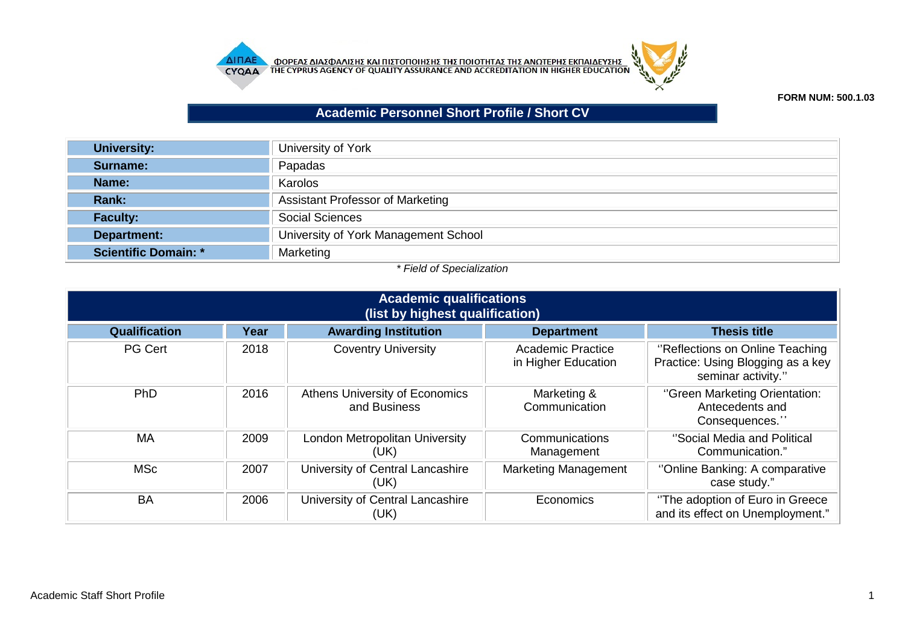ΦΟΡΕΑΣ ΔΙΑΣΦΑΛΙΣΗΣ ΚΑΙ ΠΙΣΤΟΠΟΙΗΣΗΣ ΤΗΣ ΠΟΙΟΤΗΤΑΣ ΤΗΣ ΑΝΩΤΕΡΗΣ ΕΚΠΑΙΔΕΥΣΗΣ
THE CYPRUS AGENCY OF QUALITY ASSURANCE AND ACCREDITATION IN HIGHER EDUCATION

**FORM NUM: 500.1.03**

# Academic Personnel Short Profile / Short CV

| | |
|---|---|
| **University:** | University of York |
| **Surname:** | Papadas |
| **Name:** | Karolos |
| **Rank:** | Assistant Professor of Marketing |
| **Faculty:** | Social Sciences |
| **Department:** | University of York Management School |
| **Scientific Domain: *** | Marketing |

*\* Field of Specialization*

## Academic qualifications (list by highest qualification)

| Qualification | Year | Awarding Institution | Department | Thesis title |
|---|---|---|---|---|
| PG Cert | 2018 | Coventry University | Academic Practice in Higher Education | ''Reflections on Online Teaching Practice: Using Blogging as a key seminar activity.'' |
| PhD | 2016 | Athens University of Economics and Business | Marketing & Communication | ''Green Marketing Orientation: Antecedents and Consequences.'' |
| MA | 2009 | London Metropolitan University (UK) | Communications Management | ''Social Media and Political Communication.'' |
| MSc | 2007 | University of Central Lancashire (UK) | Marketing Management | ''Online Banking: A comparative case study.'' |
| BA | 2006 | University of Central Lancashire (UK) | Economics | ''The adoption of Euro in Greece and its effect on Unemployment.'' |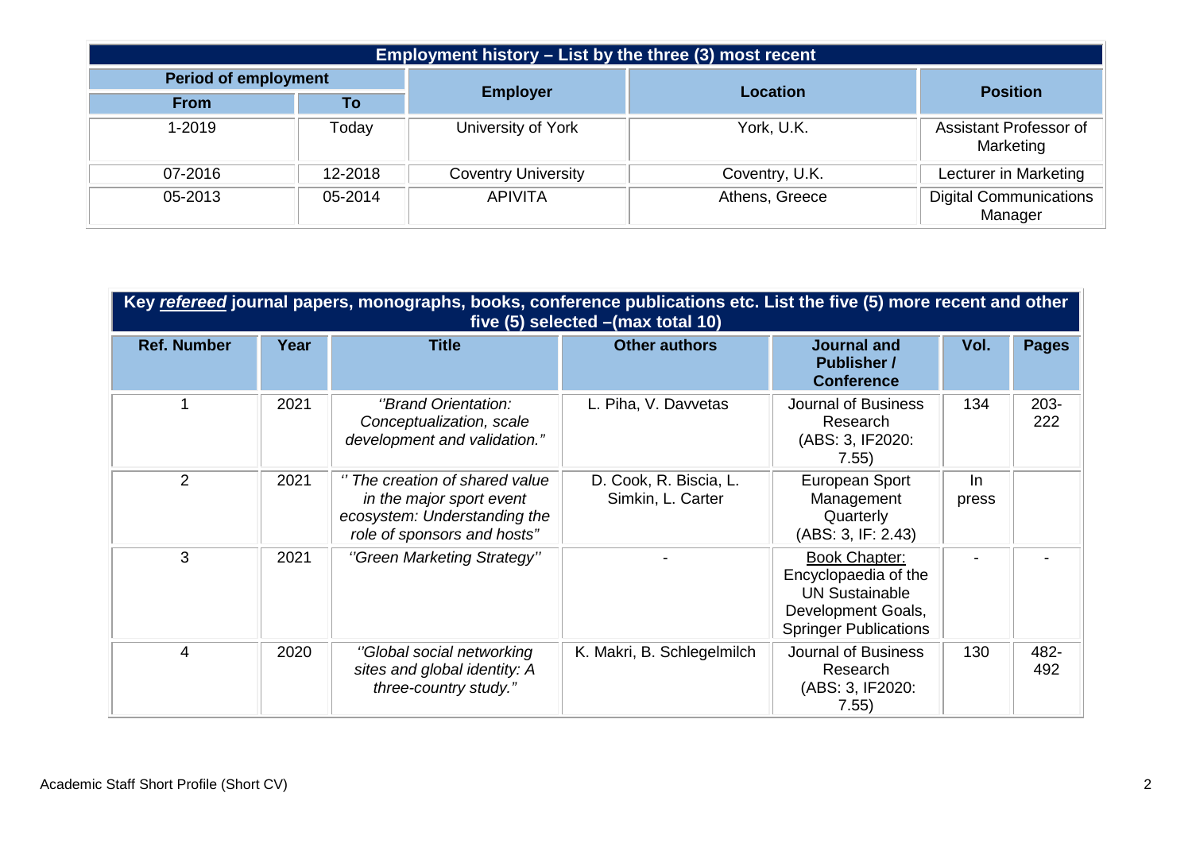| Employment history – List by the three (3) most recent | | | | |
|---|---|---|---|---|
| **Period of employment** | | **Employer** | **Location** | **Position** |
| **From** | **To** | | | |
| 1-2019 | Today | University of York | York, U.K. | Assistant Professor of Marketing |
| 07-2016 | 12-2018 | Coventry University | Coventry, U.K. | Lecturer in Marketing |
| 05-2013 | 05-2014 | APIVITA | Athens, Greece | Digital Communications Manager |

| Key ***refereed*** journal papers, monographs, books, conference publications etc. List the five (5) more recent and other five (5) selected –(max total 10) | | | | | | |
|---|---|---|---|---|---|---|
| **Ref. Number** | **Year** | **Title** | **Other authors** | **Journal and Publisher / Conference** | **Vol.** | **Pages** |
| 1 | 2021 | *''Brand Orientation: Conceptualization, scale development and validation."* | L. Piha, V. Davvetas | Journal of Business Research (ABS: 3, IF2020: 7.55) | 134 | 203-222 |
| 2 | 2021 | *'' The creation of shared value in the major sport event ecosystem: Understanding the role of sponsors and hosts"* | D. Cook, R. Biscia, L. Simkin, L. Carter | European Sport Management Quarterly (ABS: 3, IF: 2.43) | In press | |
| 3 | 2021 | *''Green Marketing Strategy''* | - | <u>Book Chapter:</u> Encyclopaedia of the UN Sustainable Development Goals, Springer Publications | - | - |
| 4 | 2020 | *''Global social networking sites and global identity: A three-country study."* | K. Makri, B. Schlegelmilch | Journal of Business Research (ABS: 3, IF2020: 7.55) | 130 | 482-492 |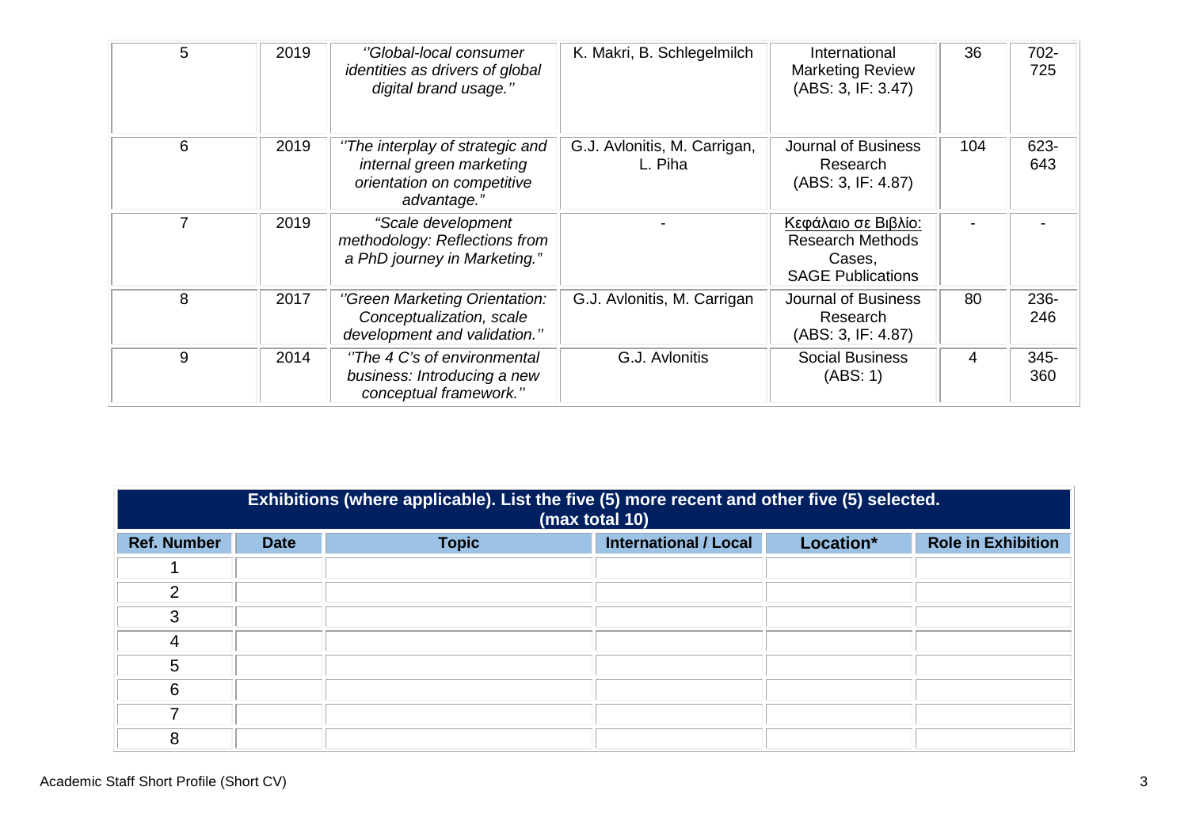| 5 | 2019 | *''Global-local consumer identities as drivers of global digital brand usage.''* | K. Makri, B. Schlegelmilch | International Marketing Review (ABS: 3, IF: 3.47) | 36 | 702-725 |
|---|---|---|---|---|---|---|
| 6 | 2019 | *''The interplay of strategic and internal green marketing orientation on competitive advantage.''* | G.J. Avlonitis, M. Carrigan, L. Piha | Journal of Business Research (ABS: 3, IF: 4.87) | 104 | 623-643 |
| 7 | 2019 | *"Scale development methodology: Reflections from a PhD journey in Marketing."* | - | Κεφάλαιο σε Βιβλίο: Research Methods Cases, SAGE Publications | - | - |
| 8 | 2017 | *''Green Marketing Orientation: Conceptualization, scale development and validation.''* | G.J. Avlonitis, M. Carrigan | Journal of Business Research (ABS: 3, IF: 4.87) | 80 | 236-246 |
| 9 | 2014 | *''The 4 C's of environmental business: Introducing a new conceptual framework.''* | G.J. Avlonitis | Social Business (ABS: 1) | 4 | 345-360 |

**Exhibitions (where applicable). List the five (5) more recent and other five (5) selected. (max total 10)**

| Ref. Number | Date | Topic | International / Local | Location* | Role in Exhibition |
|---|---|---|---|---|---|
| 1 | | | | | |
| 2 | | | | | |
| 3 | | | | | |
| 4 | | | | | |
| 5 | | | | | |
| 6 | | | | | |
| 7 | | | | | |
| 8 | | | | | |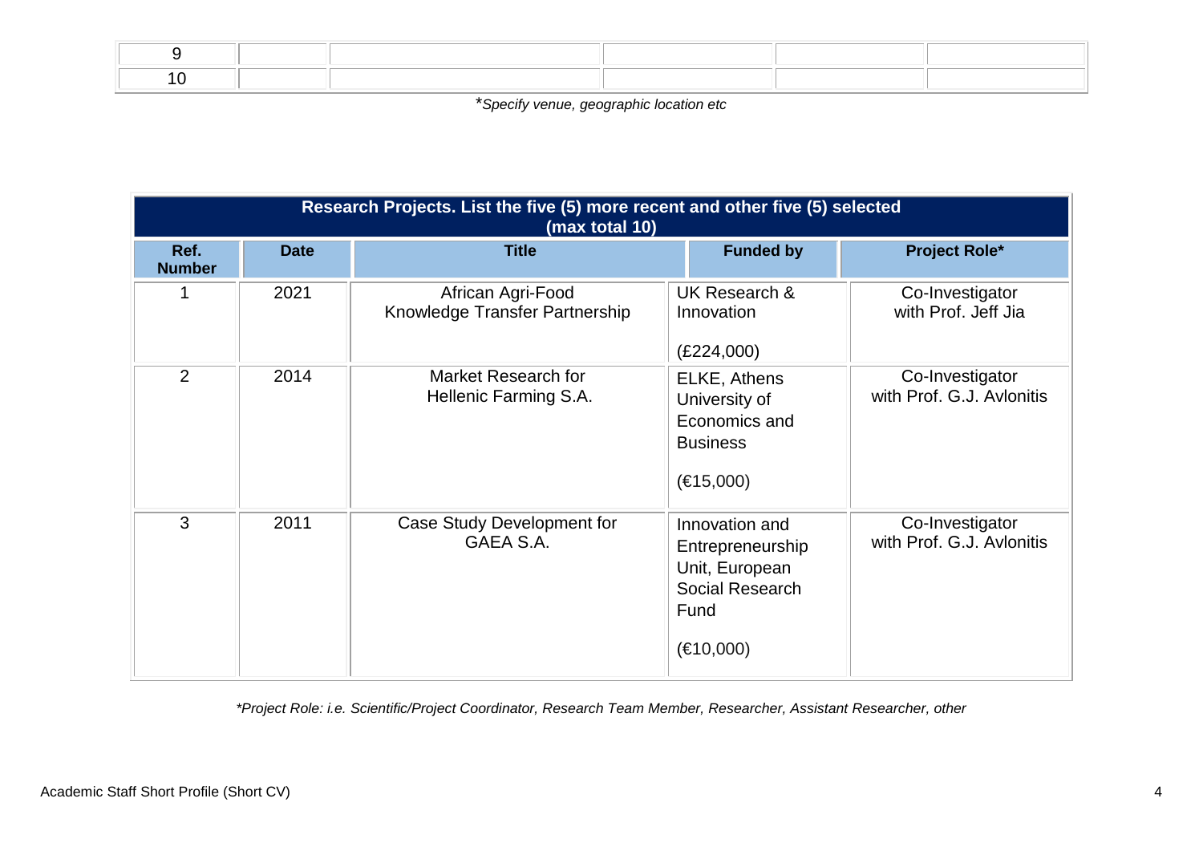| | | | | | |
|---|---|---|---|---|---|
| 9 | | | | | |
| 10 | | | | | |

**Specify venue, geographic location etc*

| **Research Projects. List the five (5) more recent and other five (5) selected (max total 10)** | | | | |
|---|---|---|---|---|
| **Ref. Number** | **Date** | **Title** | **Funded by** | **Project Role*** |
| 1 | 2021 | African Agri-Food Knowledge Transfer Partnership | UK Research & Innovation (£224,000) | Co-Investigator with Prof. Jeff Jia |
| 2 | 2014 | Market Research for Hellenic Farming S.A. | ELKE, Athens University of Economics and Business (€15,000) | Co-Investigator with Prof. G.J. Avlonitis |
| 3 | 2011 | Case Study Development for GAEA S.A. | Innovation and Entrepreneurship Unit, European Social Research Fund (€10,000) | Co-Investigator with Prof. G.J. Avlonitis |

**Project Role: i.e. Scientific/Project Coordinator, Research Team Member, Researcher, Assistant Researcher, other*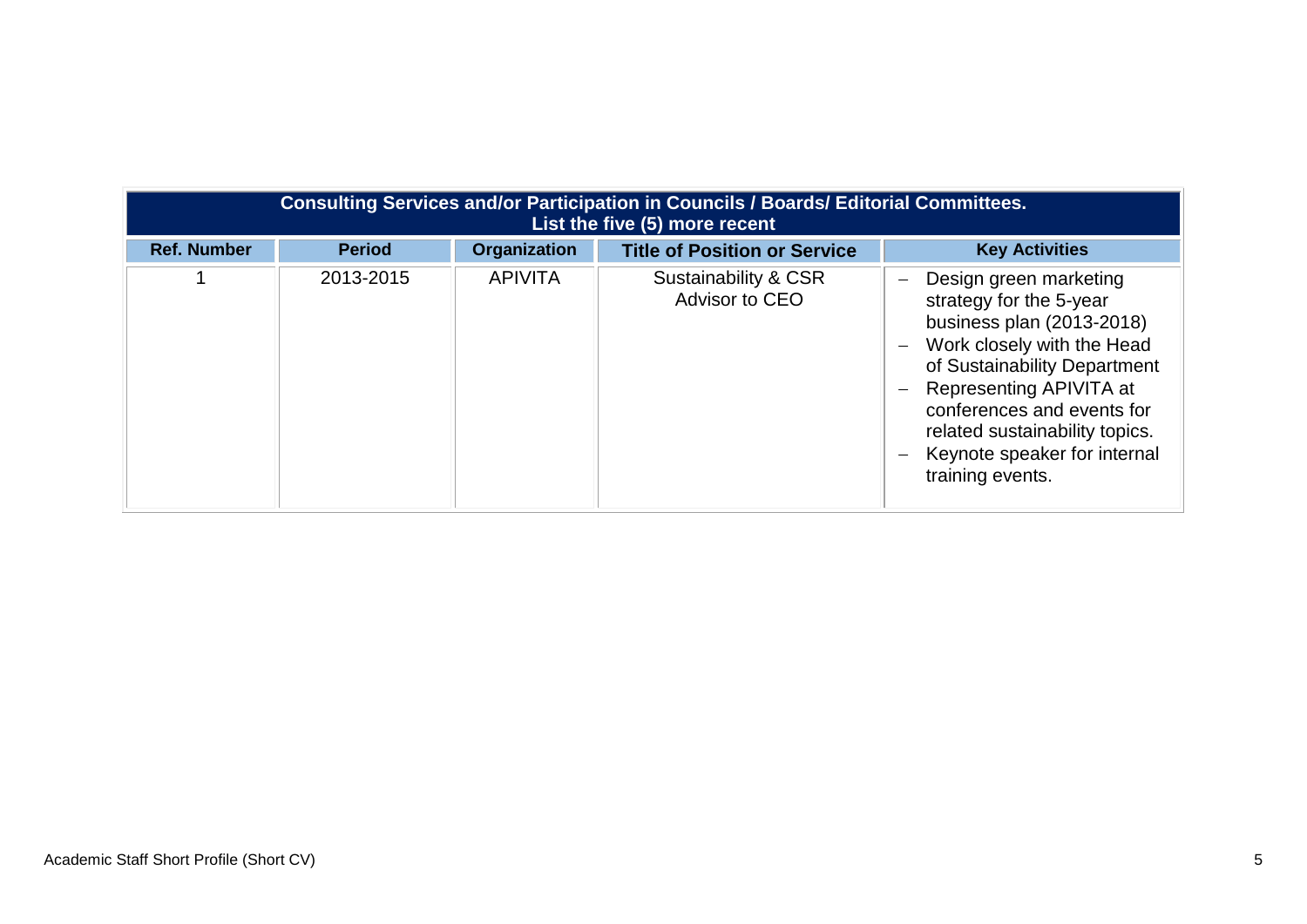| Consulting Services and/or Participation in Councils / Boards/ Editorial Committees. List the five (5) more recent | | | | |
|---|---|---|---|---|
| **Ref. Number** | **Period** | **Organization** | **Title of Position or Service** | **Key Activities** |
| 1 | 2013-2015 | APIVITA | Sustainability & CSR Advisor to CEO | – Design green marketing strategy for the 5-year business plan (2013-2018)<br>– Work closely with the Head of Sustainability Department<br>– Representing APIVITA at conferences and events for related sustainability topics.<br>– Keynote speaker for internal training events. |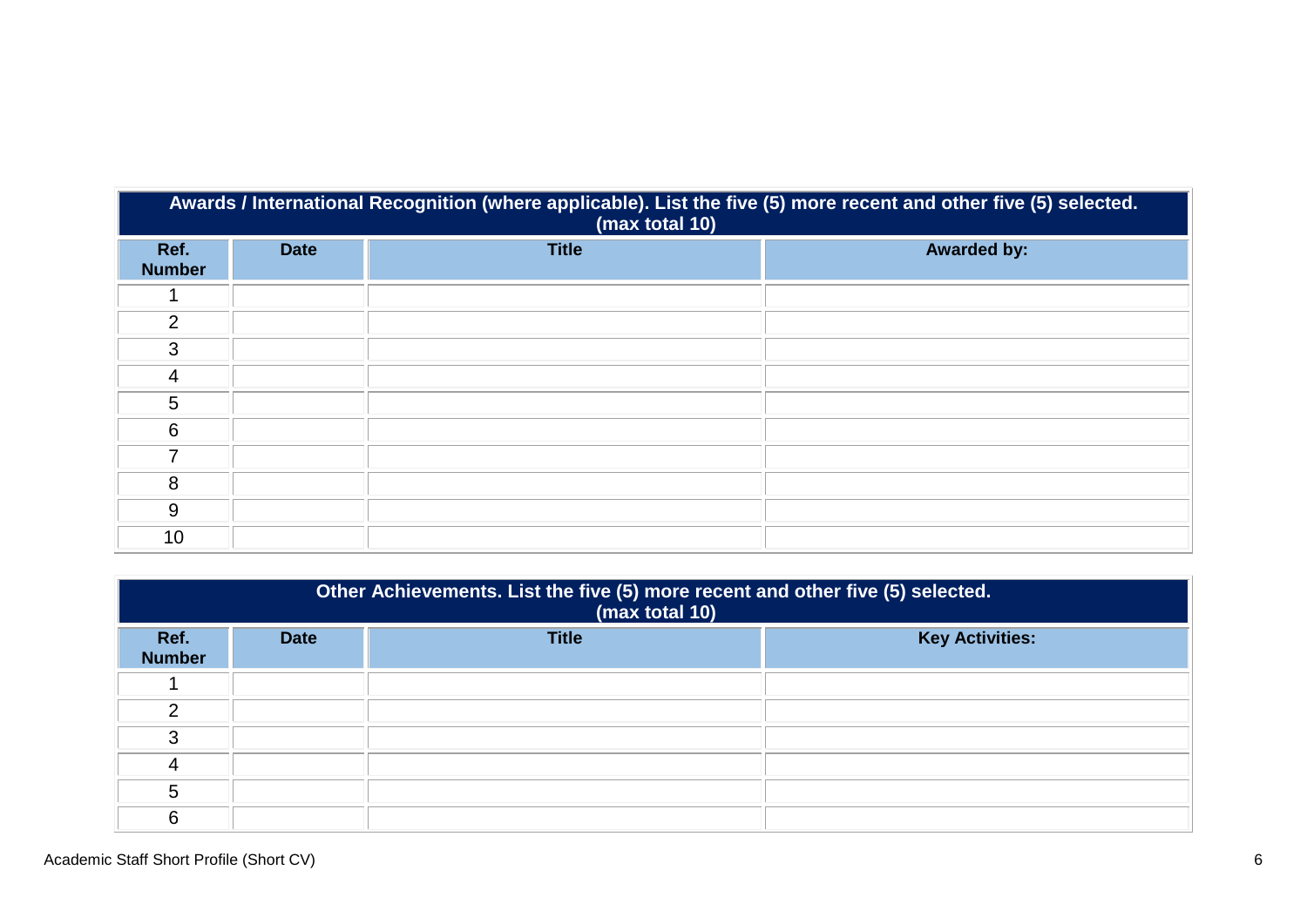| Awards / International Recognition (where applicable). List the five (5) more recent and other five (5) selected. (max total 10) | | | |
|---|---|---|---|
| **Ref. Number** | **Date** | **Title** | **Awarded by:** |
| 1 | | | |
| 2 | | | |
| 3 | | | |
| 4 | | | |
| 5 | | | |
| 6 | | | |
| 7 | | | |
| 8 | | | |
| 9 | | | |
| 10 | | | |

| Other Achievements. List the five (5) more recent and other five (5) selected. (max total 10) | | | |
|---|---|---|---|
| **Ref. Number** | **Date** | **Title** | **Key Activities:** |
| 1 | | | |
| 2 | | | |
| 3 | | | |
| 4 | | | |
| 5 | | | |
| 6 | | | |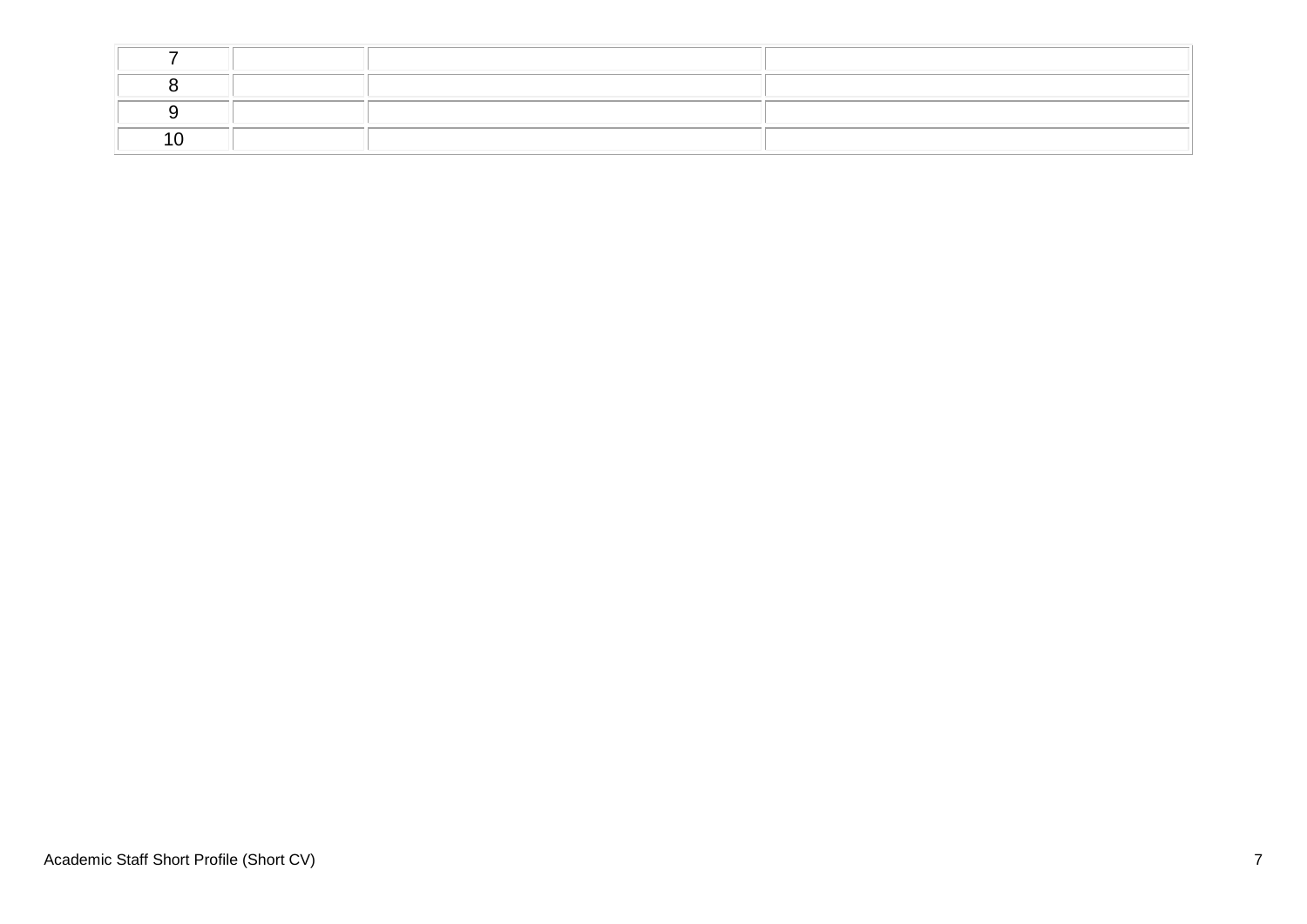| | | | |
|---|---|---|---|
| 7 | | | |
| 8 | | | |
| 9 | | | |
| 10 | | | |